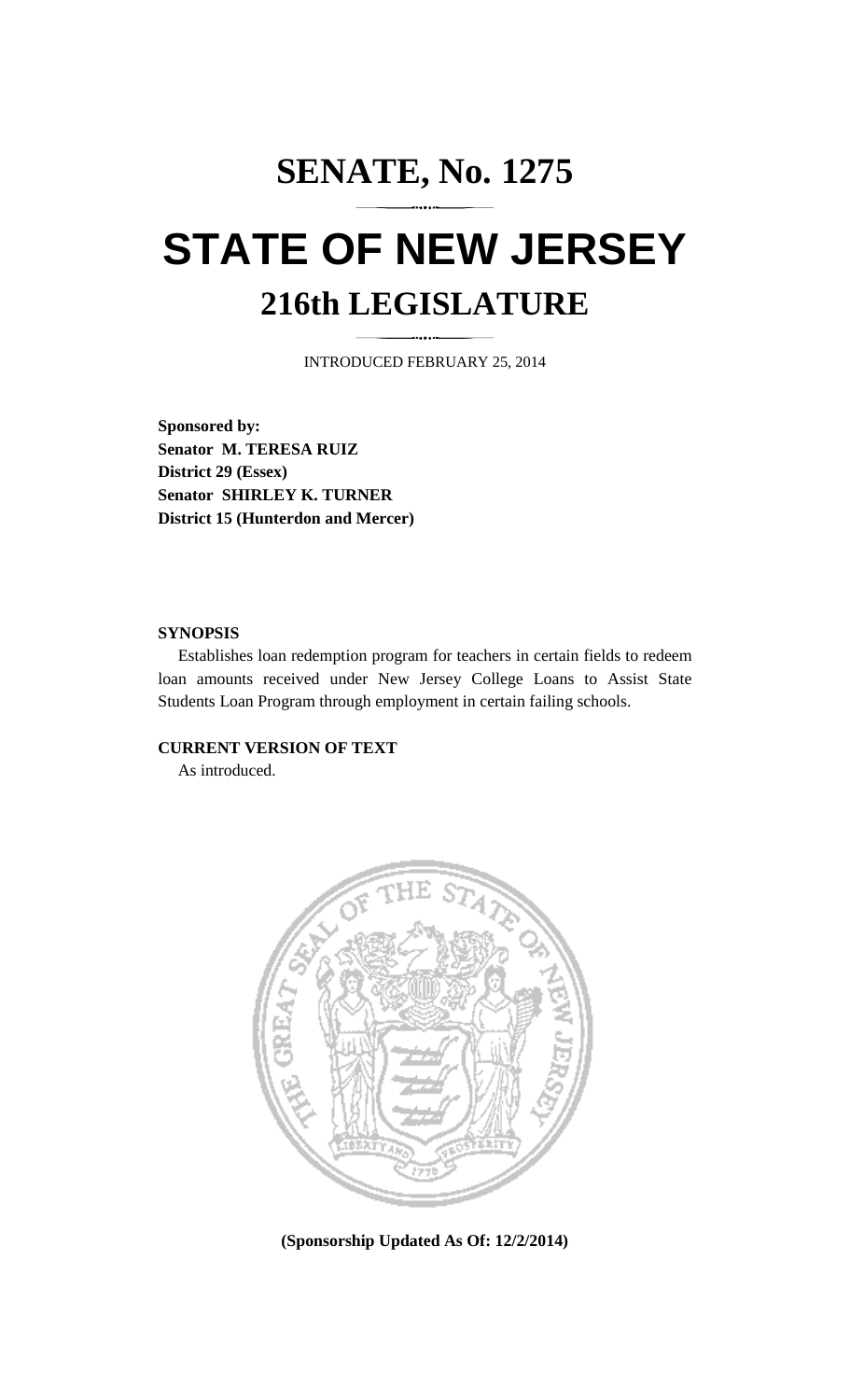# SENATE, No. 1275

# STATE OF NEW JERSEY

## 216th LEGISLATURE

INTRODUCED FEBRUARY 25, 2014

**Sponsored by:**
**Senator M. TERESA RUIZ**
**District 29 (Essex)**
**Senator SHIRLEY K. TURNER**
**District 15 (Hunterdon and Mercer)**

**SYNOPSIS**

Establishes loan redemption program for teachers in certain fields to redeem loan amounts received under New Jersey College Loans to Assist State Students Loan Program through employment in certain failing schools.

**CURRENT VERSION OF TEXT**

As introduced.

**(Sponsorship Updated As Of: 12/2/2014)**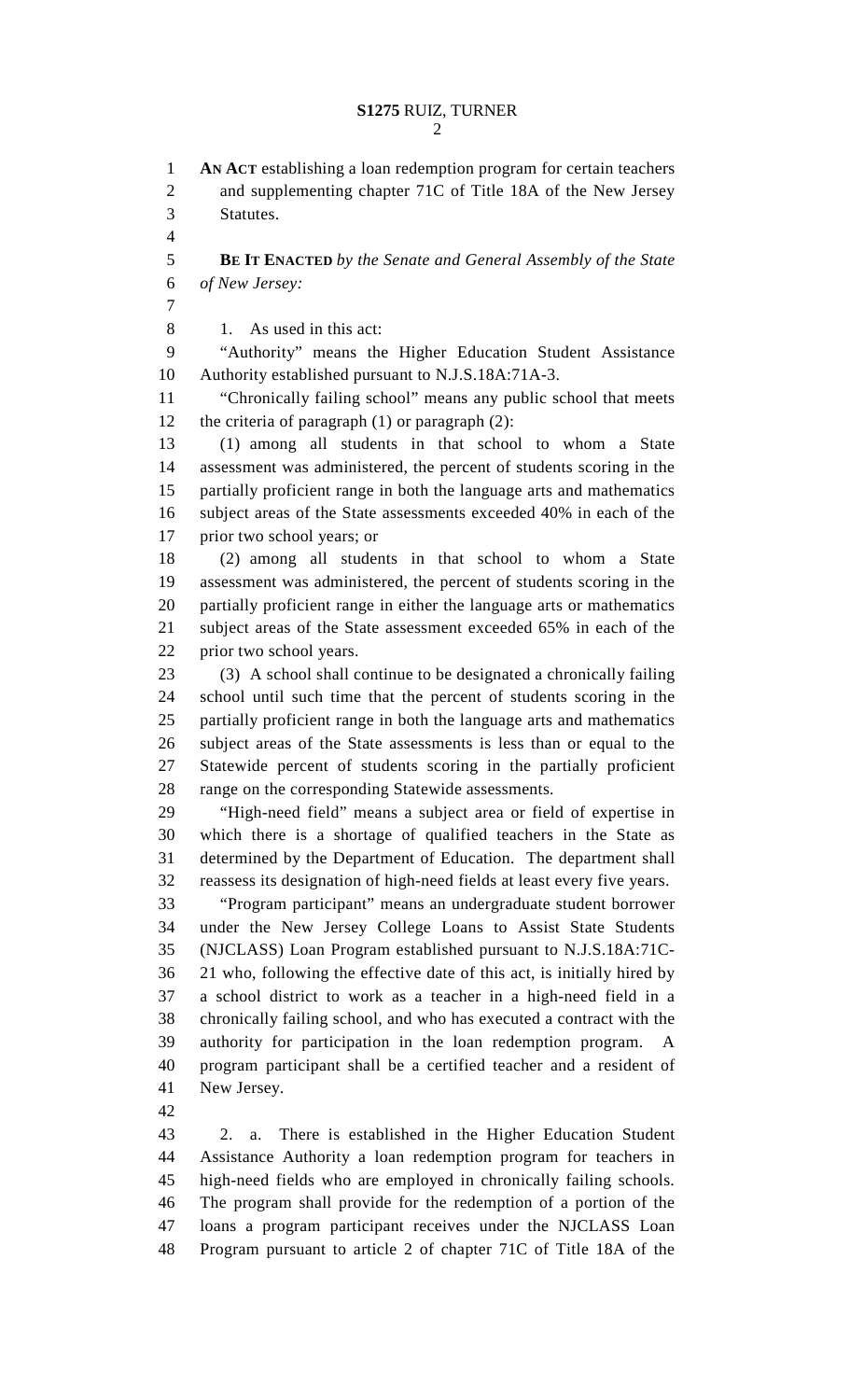**AN ACT** establishing a loan redemption program for certain teachers and supplementing chapter 71C of Title 18A of the New Jersey Statutes.

**BE IT ENACTED** *by the Senate and General Assembly of the State of New Jersey:*

1. As used in this act:

"Authority" means the Higher Education Student Assistance Authority established pursuant to N.J.S.18A:71A-3.

"Chronically failing school" means any public school that meets the criteria of paragraph (1) or paragraph (2):

(1) among all students in that school to whom a State assessment was administered, the percent of students scoring in the partially proficient range in both the language arts and mathematics subject areas of the State assessments exceeded 40% in each of the prior two school years; or

(2) among all students in that school to whom a State assessment was administered, the percent of students scoring in the partially proficient range in either the language arts or mathematics subject areas of the State assessment exceeded 65% in each of the prior two school years.

(3) A school shall continue to be designated a chronically failing school until such time that the percent of students scoring in the partially proficient range in both the language arts and mathematics subject areas of the State assessments is less than or equal to the Statewide percent of students scoring in the partially proficient range on the corresponding Statewide assessments.

"High-need field" means a subject area or field of expertise in which there is a shortage of qualified teachers in the State as determined by the Department of Education. The department shall reassess its designation of high-need fields at least every five years.

"Program participant" means an undergraduate student borrower under the New Jersey College Loans to Assist State Students (NJCLASS) Loan Program established pursuant to N.J.S.18A:71C-21 who, following the effective date of this act, is initially hired by a school district to work as a teacher in a high-need field in a chronically failing school, and who has executed a contract with the authority for participation in the loan redemption program. A program participant shall be a certified teacher and a resident of New Jersey.

2. a. There is established in the Higher Education Student Assistance Authority a loan redemption program for teachers in high-need fields who are employed in chronically failing schools. The program shall provide for the redemption of a portion of the loans a program participant receives under the NJCLASS Loan Program pursuant to article 2 of chapter 71C of Title 18A of the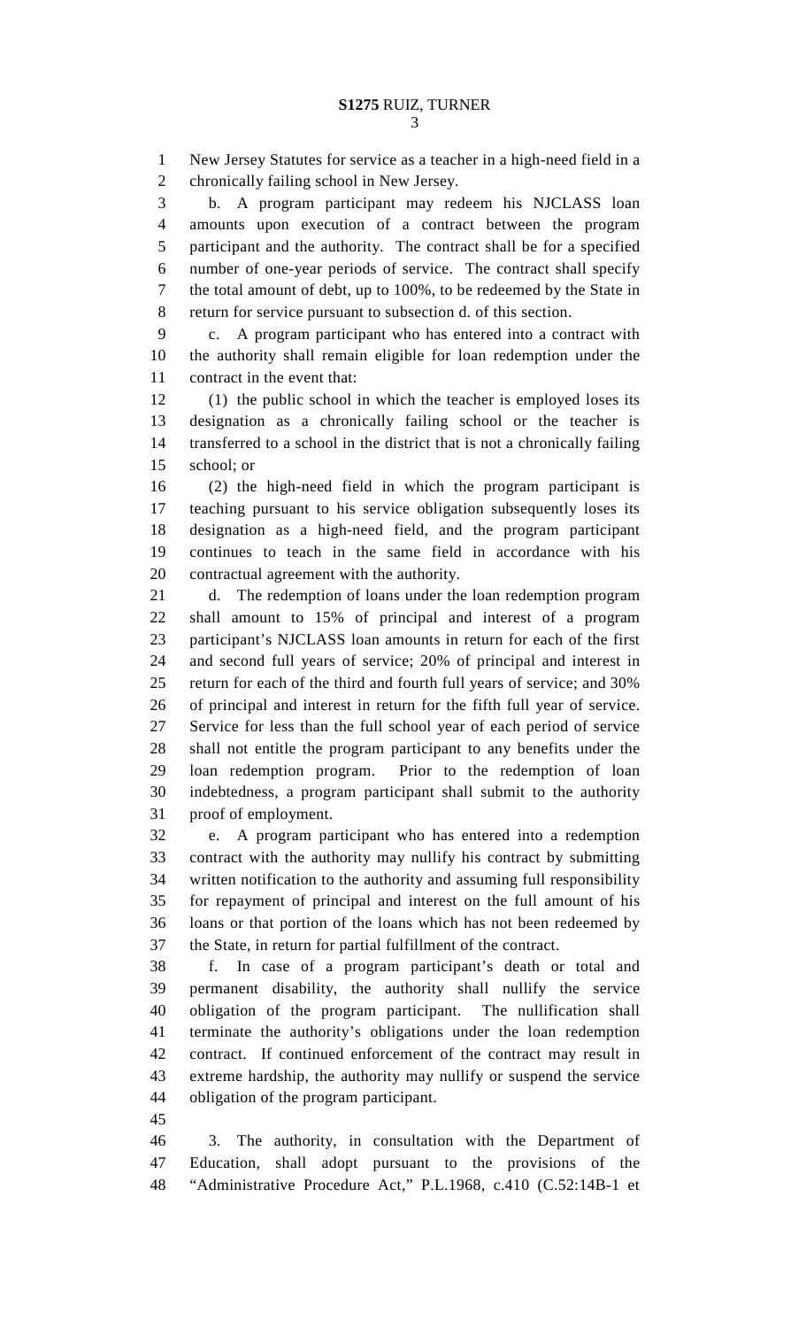New Jersey Statutes for service as a teacher in a high-need field in a chronically failing school in New Jersey.

b. A program participant may redeem his NJCLASS loan amounts upon execution of a contract between the program participant and the authority. The contract shall be for a specified number of one-year periods of service. The contract shall specify the total amount of debt, up to 100%, to be redeemed by the State in return for service pursuant to subsection d. of this section.

c. A program participant who has entered into a contract with the authority shall remain eligible for loan redemption under the contract in the event that:

(1) the public school in which the teacher is employed loses its designation as a chronically failing school or the teacher is transferred to a school in the district that is not a chronically failing school; or

(2) the high-need field in which the program participant is teaching pursuant to his service obligation subsequently loses its designation as a high-need field, and the program participant continues to teach in the same field in accordance with his contractual agreement with the authority.

d. The redemption of loans under the loan redemption program shall amount to 15% of principal and interest of a program participant's NJCLASS loan amounts in return for each of the first and second full years of service; 20% of principal and interest in return for each of the third and fourth full years of service; and 30% of principal and interest in return for the fifth full year of service. Service for less than the full school year of each period of service shall not entitle the program participant to any benefits under the loan redemption program. Prior to the redemption of loan indebtedness, a program participant shall submit to the authority proof of employment.

e. A program participant who has entered into a redemption contract with the authority may nullify his contract by submitting written notification to the authority and assuming full responsibility for repayment of principal and interest on the full amount of his loans or that portion of the loans which has not been redeemed by the State, in return for partial fulfillment of the contract.

f. In case of a program participant's death or total and permanent disability, the authority shall nullify the service obligation of the program participant. The nullification shall terminate the authority's obligations under the loan redemption contract. If continued enforcement of the contract may result in extreme hardship, the authority may nullify or suspend the service obligation of the program participant.

3. The authority, in consultation with the Department of Education, shall adopt pursuant to the provisions of the "Administrative Procedure Act," P.L.1968, c.410 (C.52:14B-1 et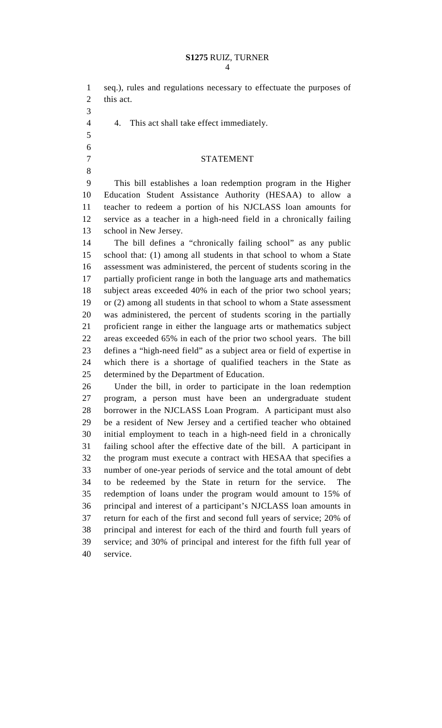seq.), rules and regulations necessary to effectuate the purposes of this act.

4. This act shall take effect immediately.

## STATEMENT

This bill establishes a loan redemption program in the Higher Education Student Assistance Authority (HESAA) to allow a teacher to redeem a portion of his NJCLASS loan amounts for service as a teacher in a high-need field in a chronically failing school in New Jersey.

The bill defines a "chronically failing school" as any public school that: (1) among all students in that school to whom a State assessment was administered, the percent of students scoring in the partially proficient range in both the language arts and mathematics subject areas exceeded 40% in each of the prior two school years; or (2) among all students in that school to whom a State assessment was administered, the percent of students scoring in the partially proficient range in either the language arts or mathematics subject areas exceeded 65% in each of the prior two school years. The bill defines a "high-need field" as a subject area or field of expertise in which there is a shortage of qualified teachers in the State as determined by the Department of Education.

Under the bill, in order to participate in the loan redemption program, a person must have been an undergraduate student borrower in the NJCLASS Loan Program. A participant must also be a resident of New Jersey and a certified teacher who obtained initial employment to teach in a high-need field in a chronically failing school after the effective date of the bill. A participant in the program must execute a contract with HESAA that specifies a number of one-year periods of service and the total amount of debt to be redeemed by the State in return for the service. The redemption of loans under the program would amount to 15% of principal and interest of a participant's NJCLASS loan amounts in return for each of the first and second full years of service; 20% of principal and interest for each of the third and fourth full years of service; and 30% of principal and interest for the fifth full year of service.